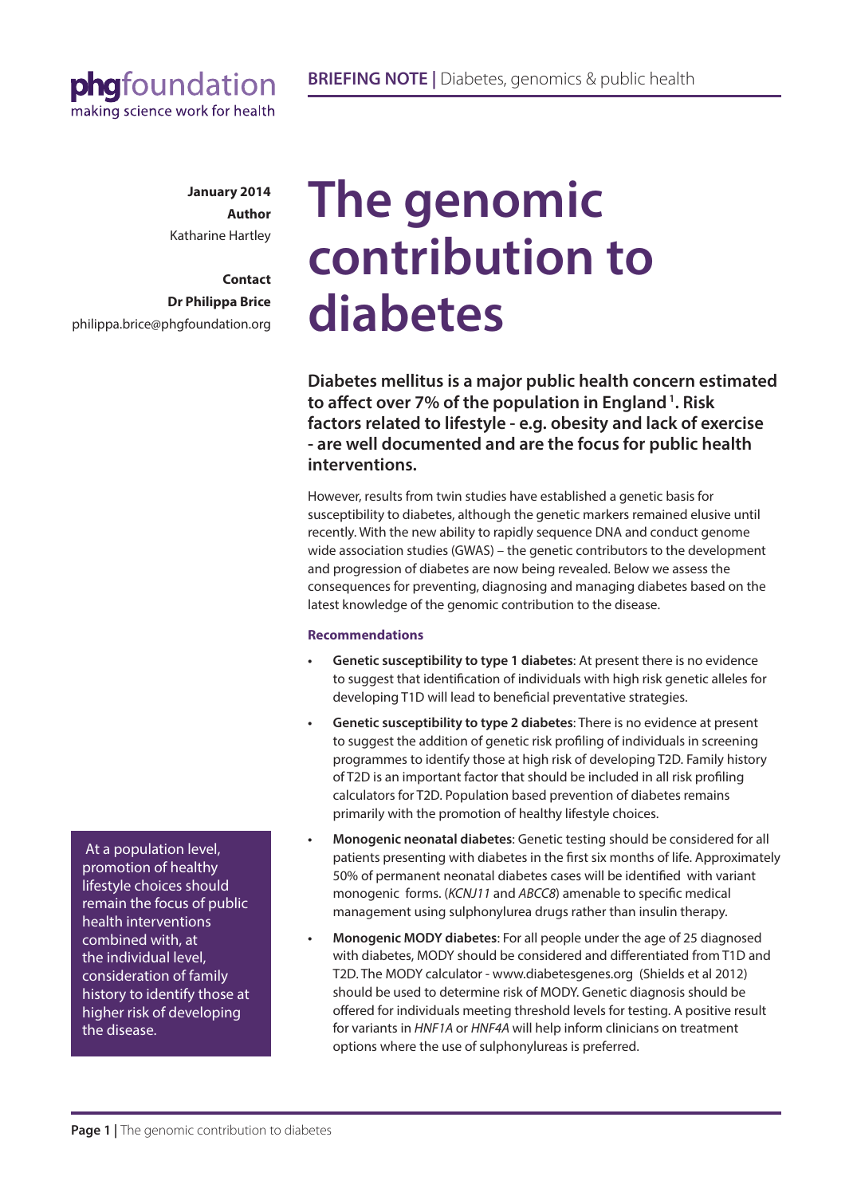**phgfoundation**
making science work for health

**BRIEFING NOTE |** Diabetes, genomics & public health

**January 2014**
**Author**
Katharine Hartley

**Contact**
**Dr Philippa Brice**
philippa.brice@phgfoundation.org

# The genomic contribution to diabetes

**Diabetes mellitus is a major public health concern estimated to affect over 7% of the population in England [1]. Risk factors related to lifestyle - e.g. obesity and lack of exercise - are well documented and are the focus for public health interventions.**

However, results from twin studies have established a genetic basis for susceptibility to diabetes, although the genetic markers remained elusive until recently. With the new ability to rapidly sequence DNA and conduct genome wide association studies (GWAS) – the genetic contributors to the development and progression of diabetes are now being revealed. Below we assess the consequences for preventing, diagnosing and managing diabetes based on the latest knowledge of the genomic contribution to the disease.

### Recommendations

- **Genetic susceptibility to type 1 diabetes**: At present there is no evidence to suggest that identification of individuals with high risk genetic alleles for developing T1D will lead to beneficial preventative strategies.
- **Genetic susceptibility to type 2 diabetes**: There is no evidence at present to suggest the addition of genetic risk profiling of individuals in screening programmes to identify those at high risk of developing T2D. Family history of T2D is an important factor that should be included in all risk profiling calculators for T2D. Population based prevention of diabetes remains primarily with the promotion of healthy lifestyle choices.
- **Monogenic neonatal diabetes**: Genetic testing should be considered for all patients presenting with diabetes in the first six months of life. Approximately 50% of permanent neonatal diabetes cases will be identified with variant monogenic forms. (*KCNJ11* and *ABCC8*) amenable to specific medical management using sulphonylurea drugs rather than insulin therapy.
- **Monogenic MODY diabetes**: For all people under the age of 25 diagnosed with diabetes, MODY should be considered and differentiated from T1D and T2D. The MODY calculator - www.diabetesgenes.org (Shields et al 2012) should be used to determine risk of MODY. Genetic diagnosis should be offered for individuals meeting threshold levels for testing. A positive result for variants in *HNF1A* or *HNF4A* will help inform clinicians on treatment options where the use of sulphonylureas is preferred.

> At a population level, promotion of healthy lifestyle choices should remain the focus of public health interventions combined with, at the individual level, consideration of family history to identify those at higher risk of developing the disease.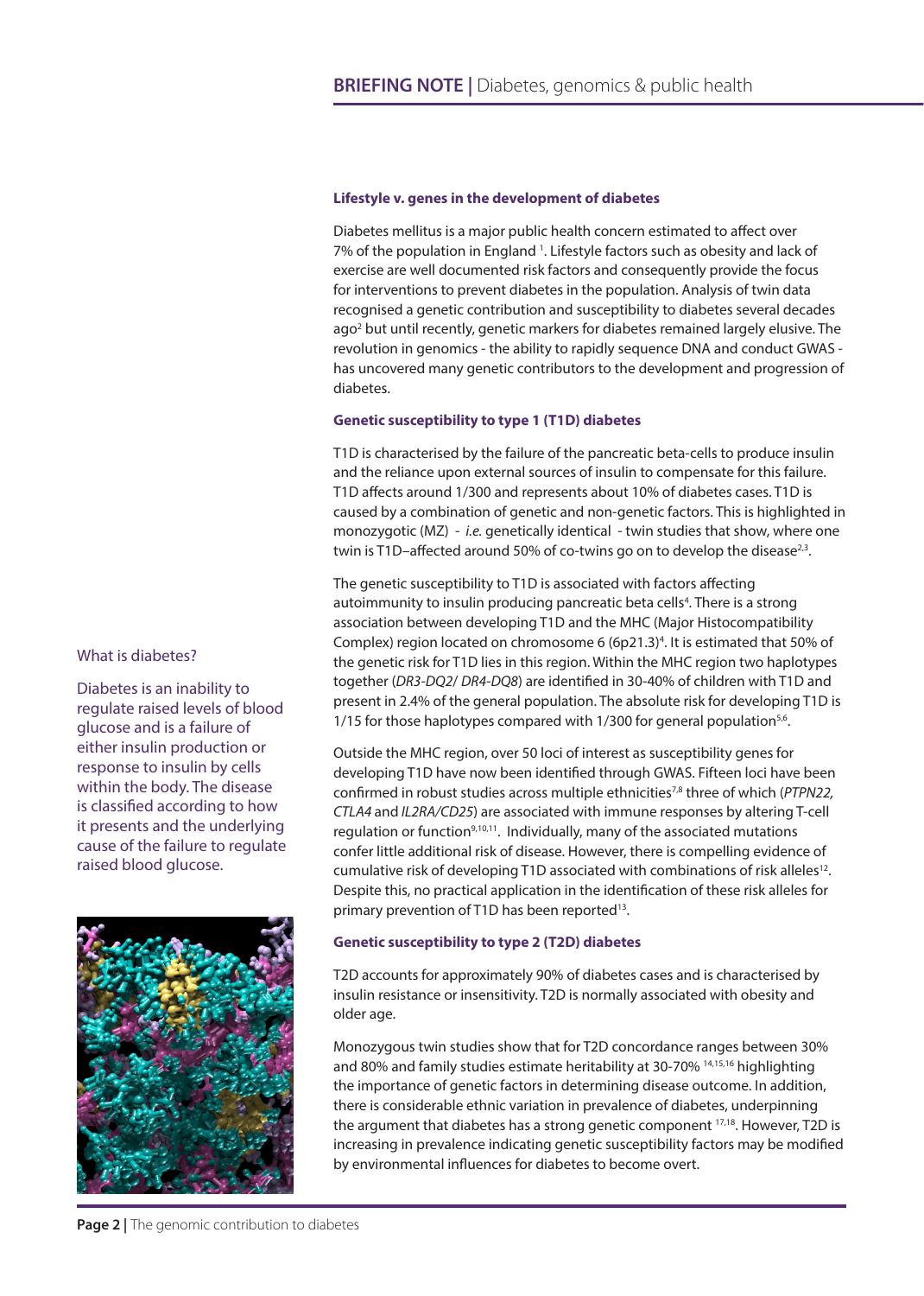### Lifestyle v. genes in the development of diabetes

Diabetes mellitus is a major public health concern estimated to affect over 7% of the population in England [1]. Lifestyle factors such as obesity and lack of exercise are well documented risk factors and consequently provide the focus for interventions to prevent diabetes in the population. Analysis of twin data recognised a genetic contribution and susceptibility to diabetes several decades ago[2] but until recently, genetic markers for diabetes remained largely elusive. The revolution in genomics - the ability to rapidly sequence DNA and conduct GWAS - has uncovered many genetic contributors to the development and progression of diabetes.

### Genetic susceptibility to type 1 (T1D) diabetes

T1D is characterised by the failure of the pancreatic beta-cells to produce insulin and the reliance upon external sources of insulin to compensate for this failure. T1D affects around 1/300 and represents about 10% of diabetes cases. T1D is caused by a combination of genetic and non-genetic factors. This is highlighted in monozygotic (MZ) - *i.e.* genetically identical - twin studies that show, where one twin is T1D–affected around 50% of co-twins go on to develop the disease[2,3].

The genetic susceptibility to T1D is associated with factors affecting autoimmunity to insulin producing pancreatic beta cells[4]. There is a strong association between developing T1D and the MHC (Major Histocompatibility Complex) region located on chromosome 6 (6p21.3)[4]. It is estimated that 50% of the genetic risk for T1D lies in this region. Within the MHC region two haplotypes together (*DR3-DQ2/ DR4-DQ8*) are identified in 30-40% of children with T1D and present in 2.4% of the general population. The absolute risk for developing T1D is 1/15 for those haplotypes compared with 1/300 for general population[5,6].

Outside the MHC region, over 50 loci of interest as susceptibility genes for developing T1D have now been identified through GWAS. Fifteen loci have been confirmed in robust studies across multiple ethnicities[7,8] three of which (*PTPN22, CTLA4* and *IL2RA/CD25*) are associated with immune responses by altering T-cell regulation or function[9,10,11]. Individually, many of the associated mutations confer little additional risk of disease. However, there is compelling evidence of cumulative risk of developing T1D associated with combinations of risk alleles[12]. Despite this, no practical application in the identification of these risk alleles for primary prevention of T1D has been reported[13].

### Genetic susceptibility to type 2 (T2D) diabetes

T2D accounts for approximately 90% of diabetes cases and is characterised by insulin resistance or insensitivity. T2D is normally associated with obesity and older age.

Monozygous twin studies show that for T2D concordance ranges between 30% and 80% and family studies estimate heritability at 30-70% [14,15,16] highlighting the importance of genetic factors in determining disease outcome. In addition, there is considerable ethnic variation in prevalence of diabetes, underpinning the argument that diabetes has a strong genetic component [17,18]. However, T2D is increasing in prevalence indicating genetic susceptibility factors may be modified by environmental influences for diabetes to become overt.

What is diabetes?

Diabetes is an inability to regulate raised levels of blood glucose and is a failure of either insulin production or response to insulin by cells within the body. The disease is classified according to how it presents and the underlying cause of the failure to regulate raised blood glucose.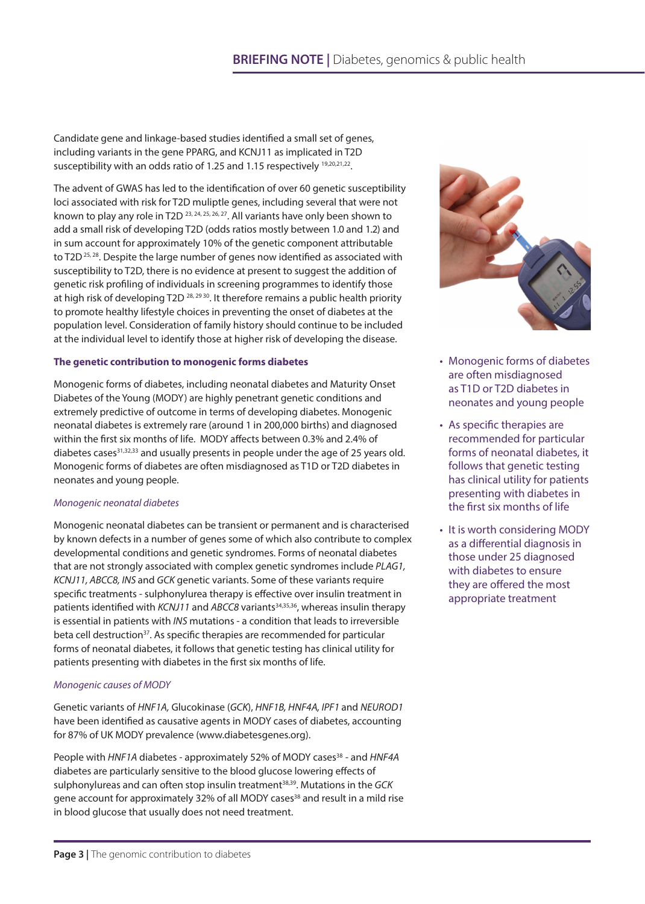Candidate gene and linkage-based studies identified a small set of genes, including variants in the gene PPARG, and KCNJ11 as implicated in T2D susceptibility with an odds ratio of 1.25 and 1.15 respectively [19,20,21,22].

The advent of GWAS has led to the identification of over 60 genetic susceptibility loci associated with risk for T2D muliptle genes, including several that were not known to play any role in T2D [23, 24, 25, 26, 27]. All variants have only been shown to add a small risk of developing T2D (odds ratios mostly between 1.0 and 1.2) and in sum account for approximately 10% of the genetic component attributable to T2D [25, 28]. Despite the large number of genes now identified as associated with susceptibility to T2D, there is no evidence at present to suggest the addition of genetic risk profiling of individuals in screening programmes to identify those at high risk of developing T2D [28, 29 30]. It therefore remains a public health priority to promote healthy lifestyle choices in preventing the onset of diabetes at the population level. Consideration of family history should continue to be included at the individual level to identify those at higher risk of developing the disease.

**The genetic contribution to monogenic forms diabetes**

Monogenic forms of diabetes, including neonatal diabetes and Maturity Onset Diabetes of the Young (MODY) are highly penetrant genetic conditions and extremely predictive of outcome in terms of developing diabetes. Monogenic neonatal diabetes is extremely rare (around 1 in 200,000 births) and diagnosed within the first six months of life. MODY affects between 0.3% and 2.4% of diabetes cases[31,32,33] and usually presents in people under the age of 25 years old. Monogenic forms of diabetes are often misdiagnosed as T1D or T2D diabetes in neonates and young people.

*Monogenic neonatal diabetes*

Monogenic neonatal diabetes can be transient or permanent and is characterised by known defects in a number of genes some of which also contribute to complex developmental conditions and genetic syndromes. Forms of neonatal diabetes that are not strongly associated with complex genetic syndromes include *PLAG1, KCNJ11, ABCC8, INS* and *GCK* genetic variants. Some of these variants require specific treatments - sulphonylurea therapy is effective over insulin treatment in patients identified with *KCNJ11* and *ABCC8* variants[34,35,36], whereas insulin therapy is essential in patients with *INS* mutations - a condition that leads to irreversible beta cell destruction[37]. As specific therapies are recommended for particular forms of neonatal diabetes, it follows that genetic testing has clinical utility for patients presenting with diabetes in the first six months of life.

*Monogenic causes of MODY*

Genetic variants of *HNF1A,* Glucokinase (*GCK*), *HNF1B, HNF4A, IPF1* and *NEUROD1* have been identified as causative agents in MODY cases of diabetes, accounting for 87% of UK MODY prevalence (www.diabetesgenes.org).

People with *HNF1A* diabetes - approximately 52% of MODY cases[38] - and *HNF4A* diabetes are particularly sensitive to the blood glucose lowering effects of sulphonylureas and can often stop insulin treatment[38,39]. Mutations in the *GCK* gene account for approximately 32% of all MODY cases[38] and result in a mild rise in blood glucose that usually does not need treatment.

- Monogenic forms of diabetes are often misdiagnosed as T1D or T2D diabetes in neonates and young people
- As specific therapies are recommended for particular forms of neonatal diabetes, it follows that genetic testing has clinical utility for patients presenting with diabetes in the first six months of life
- It is worth considering MODY as a differential diagnosis in those under 25 diagnosed with diabetes to ensure they are offered the most appropriate treatment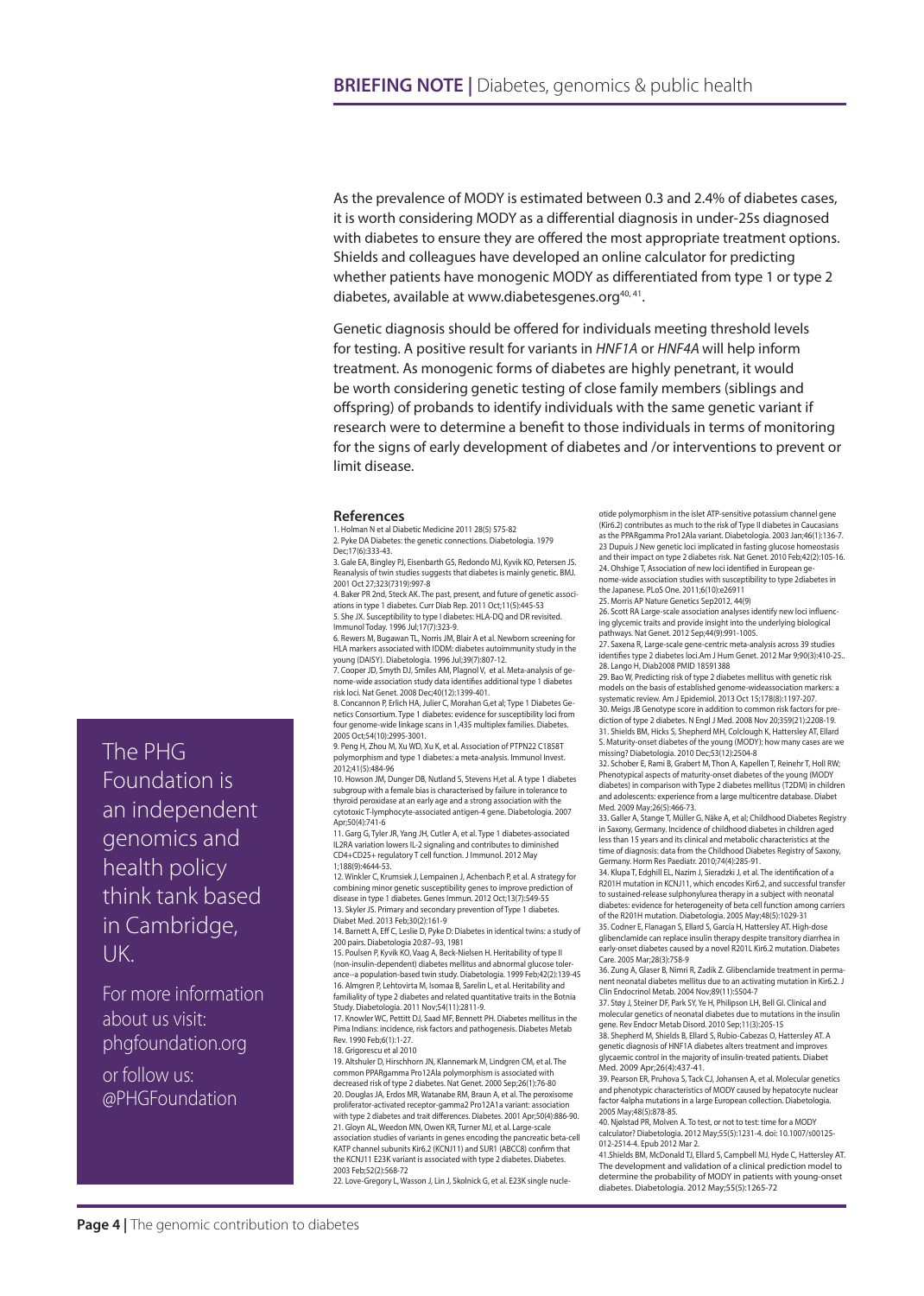As the prevalence of MODY is estimated between 0.3 and 2.4% of diabetes cases, it is worth considering MODY as a differential diagnosis in under-25s diagnosed with diabetes to ensure they are offered the most appropriate treatment options. Shields and colleagues have developed an online calculator for predicting whether patients have monogenic MODY as differentiated from type 1 or type 2 diabetes, available at www.diabetesgenes.org[40, 41].

Genetic diagnosis should be offered for individuals meeting threshold levels for testing. A positive result for variants in *HNF1A* or *HNF4A* will help inform treatment. As monogenic forms of diabetes are highly penetrant, it would be worth considering genetic testing of close family members (siblings and offspring) of probands to identify individuals with the same genetic variant if research were to determine a benefit to those individuals in terms of monitoring for the signs of early development of diabetes and /or interventions to prevent or limit disease.

## References

1. Holman N et al Diabetic Medicine 2011 28(5) 575-82
2. Pyke DA Diabetes: the genetic connections. Diabetologia. 1979 Dec;17(6):333-43.
3. Gale EA, Bingley PJ, Eisenbarth GS, Redondo MJ, Kyvik KO, Petersen JS. Reanalysis of twin studies suggests that diabetes is mainly genetic. BMJ. 2001 Oct 27;323(7319):997-8
4. Baker PR 2nd, Steck AK. The past, present, and future of genetic associations in type 1 diabetes. Curr Diab Rep. 2011 Oct;11(5):445-53
5. She JX. Susceptibility to type I diabetes: HLA-DQ and DR revisited. Immunol Today. 1996 Jul;17(7):323-9.
6. Rewers M, Bugawan TL, Norris JM, Blair A et al. Newborn screening for HLA markers associated with IDDM: diabetes autoimmunity study in the young (DAISY). Diabetologia. 1996 Jul;39(7):807-12.
7. Cooper JD, Smyth DJ, Smiles AM, Plagnol V, et al. Meta-analysis of genome-wide association study data identifies additional type 1 diabetes risk loci. Nat Genet. 2008 Dec;40(12):1399-401.
8. Concannon P, Erlich HA, Julier C, Morahan G,et al; Type 1 Diabetes Genetics Consortium. Type 1 diabetes: evidence for susceptibility loci from four genome-wide linkage scans in 1,435 multiplex families. Diabetes. 2005 Oct;54(10):2995-3001.
9. Peng H, Zhou M, Xu WD, Xu K, et al. Association of PTPN22 C1858T polymorphism and type 1 diabetes: a meta-analysis. Immunol Invest. 2012;41(5):484-96
10. Howson JM, Dunger DB, Nutland S, Stevens H,et al. A type 1 diabetes subgroup with a female bias is characterised by failure in tolerance to thyroid peroxidase at an early age and a strong association with the cytotoxic T-lymphocyte-associated antigen-4 gene. Diabetologia. 2007 Apr;50(4):741-6
11. Garg G, Tyler JR, Yang JH, Cutler A, et al. Type 1 diabetes-associated IL2RA variation lowers IL-2 signaling and contributes to diminished CD4+CD25+ regulatory T cell function. J Immunol. 2012 May 1;188(9):4644-53.
12. Winkler C, Krumsiek J, Lempainen J, Achenbach P, et al. A strategy for combining minor genetic susceptibility genes to improve prediction of disease in type 1 diabetes. Genes Immun. 2012 Oct;13(7):549-55
13. Skyler JS. Primary and secondary prevention of Type 1 diabetes. Diabet Med. 2013 Feb;30(2):161-9
14. Barnett A, Eff C, Leslie D, Pyke D: Diabetes in identical twins: a study of 200 pairs. Diabetologia 20:87–93, 1981
15. Poulsen P, Kyvik KO, Vaag A, Beck-Nielsen H. Heritability of type II (non-insulin-dependent) diabetes mellitus and abnormal glucose tolerance--a population-based twin study. Diabetologia. 1999 Feb;42(2):139-45
16. Almgren P, Lehtovirta M, Isomaa B, Sarelin L, et al. Heritability and familiality of type 2 diabetes and related quantitative traits in the Botnia Study. Diabetologia. 2011 Nov;54(11):2811-9.
17. Knowler WC, Pettitt DJ, Saad MF, Bennett PH. Diabetes mellitus in the Pima Indians: incidence, risk factors and pathogenesis. Diabetes Metab Rev. 1990 Feb;6(1):1-27.
18. Grigorescu et al 2010
19. Altshuler D, Hirschhorn JN, Klannemark M, Lindgren CM, et al. The common PPARgamma Pro12Ala polymorphism is associated with decreased risk of type 2 diabetes. Nat Genet. 2000 Sep;26(1):76-80
20. Douglas JA, Erdos MR, Watanabe RM, Braun A, et al. The peroxisome proliferator-activated receptor-gamma2 Pro12A1a variant: association with type 2 diabetes and trait differences. Diabetes. 2001 Apr;50(4):886-90.
21. Gloyn AL, Weedon MN, Owen KR, Turner MJ, et al. Large-scale association studies of variants in genes encoding the pancreatic beta-cell KATP channel subunits Kir6.2 (KCNJ11) and SUR1 (ABCC8) confirm that the KCNJ11 E23K variant is associated with type 2 diabetes. Diabetes. 2003 Feb;52(2):568-72
22. Love-Gregory L, Wasson J, Lin J, Skolnick G, et al. E23K single nucleotide polymorphism in the islet ATP-sensitive potassium channel gene (Kir6.2) contributes as much to the risk of Type II diabetes in Caucasians as the PPARgamma Pro12Ala variant. Diabetologia. 2003 Jan;46(1):136-7.
23 Dupuis J New genetic loci implicated in fasting glucose homeostasis and their impact on type 2 diabetes risk. Nat Genet. 2010 Feb;42(2):105-16.
24. Ohshige T, Association of new loci identified in European genome-wide association studies with susceptibility to type 2diabetes in the Japanese. PLoS One. 2011;6(10):e26911
25. Morris AP Nature Genetics Sep2012, 44(9)
26. Scott RA Large-scale association analyses identify new loci influencing glycemic traits and provide insight into the underlying biological pathways. Nat Genet. 2012 Sep;44(9):991-1005.
27. Saxena R, Large-scale gene-centric meta-analysis across 39 studies identifies type 2 diabetes loci.Am J Hum Genet. 2012 Mar 9;90(3):410-25..
28. Lango H, Diab2008 PMID 18591388
29. Bao W, Predicting risk of type 2 diabetes mellitus with genetic risk models on the basis of established genome-wideassociation markers: a systematic review. Am J Epidemiol. 2013 Oct 15;178(8):1197-207.
30. Meigs JB Genotype score in addition to common risk factors for prediction of type 2 diabetes. N Engl J Med. 2008 Nov 20;359(21):2208-19.
31. Shields BM, Hicks S, Shepherd MH, Colclough K, Hattersley AT, Ellard S. Maturity-onset diabetes of the young (MODY): how many cases are we missing? Diabetologia. 2010 Dec;53(12):2504-8
32. Schober E, Rami B, Grabert M, Thon A, Kapellen T, Reinehr T, Holl RW; Phenotypical aspects of maturity-onset diabetes of the young (MODY diabetes) in comparison with Type 2 diabetes mellitus (T2DM) in children and adolescents: experience from a large multicentre database. Diabet Med. 2009 May;26(5):466-73.
33. Galler A, Stange T, Müller G, Näke A, et al; Childhood Diabetes Registry in Saxony, Germany. Incidence of childhood diabetes in children aged less than 15 years and its clinical and metabolic characteristics at the time of diagnosis: data from the Childhood Diabetes Registry of Saxony, Germany. Horm Res Paediatr. 2010;74(4):285-91.
34. Klupa T, Edghill EL, Nazim J, Sieradzki J, et al. The identification of a R201H mutation in KCNJ11, which encodes Kir6.2, and successful transfer to sustained-release sulphonylurea therapy in a subject with neonatal diabetes: evidence for heterogeneity of beta cell function among carriers of the R201H mutation. Diabetologia. 2005 May;48(5):1029-31
35. Codner E, Flanagan S, Ellard S, García H, Hattersley AT. High-dose glibenclamide can replace insulin therapy despite transitory diarrhea in early-onset diabetes caused by a novel R201L Kir6.2 mutation. Diabetes Care. 2005 Mar;28(3):758-9
36. Zung A, Glaser B, Nimri R, Zadik Z. Glibenclamide treatment in permanent neonatal diabetes mellitus due to an activating mutation in Kir6.2. J Clin Endocrinol Metab. 2004 Nov;89(11):5504-7
37. Støy J, Steiner DF, Park SY, Ye H, Philipson LH, Bell GI. Clinical and molecular genetics of neonatal diabetes due to mutations in the insulin gene. Rev Endocr Metab Disord. 2010 Sep;11(3):205-15
38. Shepherd M, Shields B, Ellard S, Rubio-Cabezas O, Hattersley AT. A genetic diagnosis of HNF1A diabetes alters treatment and improves glycaemic control in the majority of insulin-treated patients. Diabet Med. 2009 Apr;26(4):437-41.
39. Pearson ER, Pruhova S, Tack CJ, Johansen A, et al. Molecular genetics and phenotypic characteristics of MODY caused by hepatocyte nuclear factor 4alpha mutations in a large European collection. Diabetologia. 2005 May;48(5):878-85.
40. Njølstad PR, Molven A. To test, or not to test: time for a MODY calculator? Diabetologia. 2012 May;55(5):1231-4. doi: 10.1007/s00125-012-2514-4. Epub 2012 Mar 2.
41.Shields BM, McDonald TJ, Ellard S, Campbell MJ, Hyde C, Hattersley AT. The development and validation of a clinical prediction model to determine the probability of MODY in patients with young-onset diabetes. Diabetologia. 2012 May;55(5):1265-72

The PHG Foundation is an independent genomics and health policy think tank based in Cambridge, UK.

For more information about us visit: phgfoundation.org

or follow us: @PHGFoundation